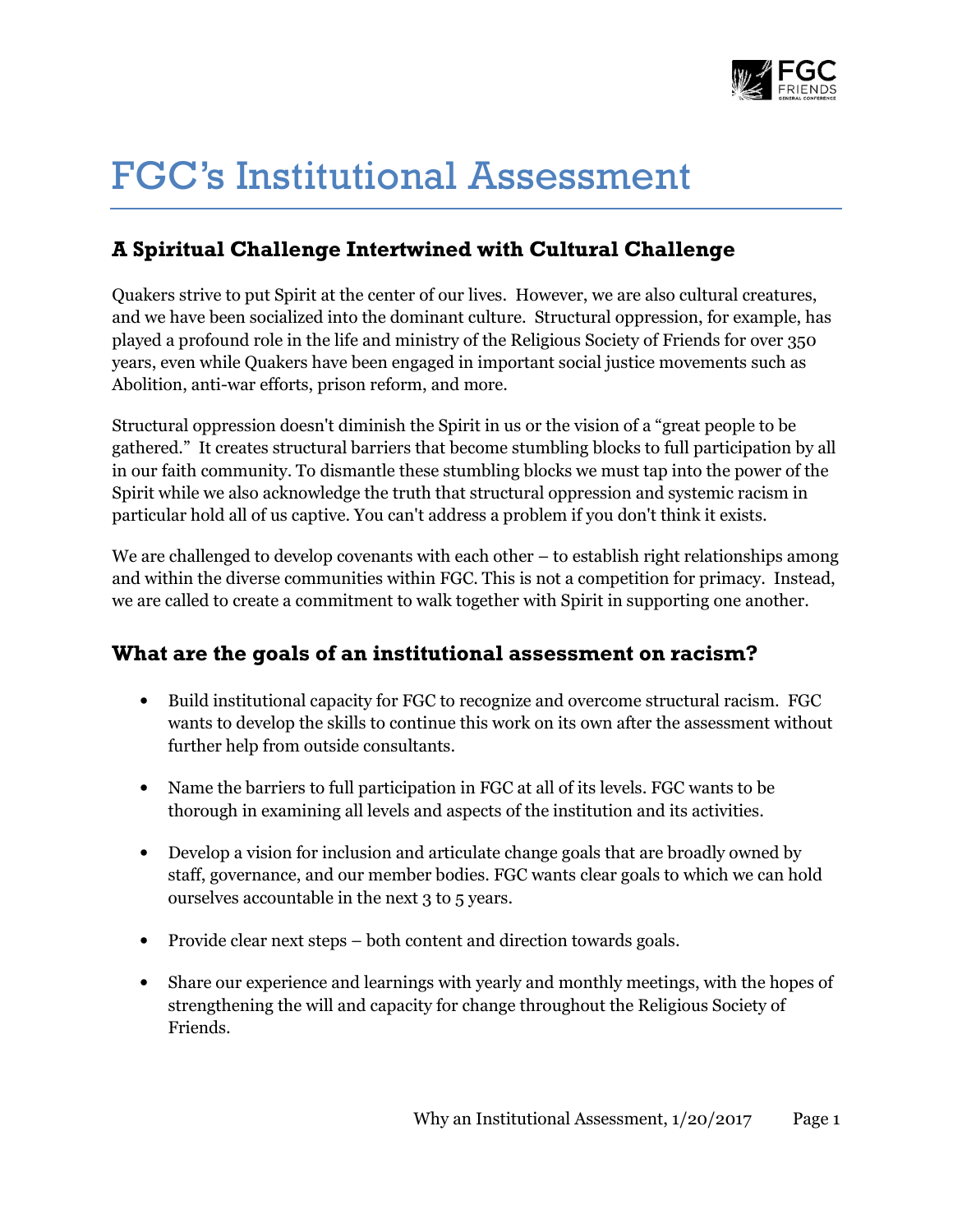# FGC's Institutional Assessment

## A Spiritual Challenge Intertwined with Cultural Challenge

Quakers strive to put Spirit at the center of our lives. However, we are also cultural creatures, and we have been socialized into the dominant culture. Structural oppression, for example, has played a profound role in the life and ministry of the Religious Society of Friends for over 350 years, even while Quakers have been engaged in important social justice movements such as Abolition, anti-war efforts, prison reform, and more.

Structural oppression doesn't diminish the Spirit in us or the vision of a "great people to be gathered." It creates structural barriers that become stumbling blocks to full participation by all in our faith community. To dismantle these stumbling blocks we must tap into the power of the Spirit while we also acknowledge the truth that structural oppression and systemic racism in particular hold all of us captive. You can't address a problem if you don't think it exists.

We are challenged to develop covenants with each other – to establish right relationships among and within the diverse communities within FGC. This is not a competition for primacy. Instead, we are called to create a commitment to walk together with Spirit in supporting one another.

## What are the goals of an institutional assessment on racism?

- Build institutional capacity for FGC to recognize and overcome structural racism. FGC wants to develop the skills to continue this work on its own after the assessment without further help from outside consultants.

- Name the barriers to full participation in FGC at all of its levels. FGC wants to be thorough in examining all levels and aspects of the institution and its activities.

- Develop a vision for inclusion and articulate change goals that are broadly owned by staff, governance, and our member bodies. FGC wants clear goals to which we can hold ourselves accountable in the next 3 to 5 years.

- Provide clear next steps – both content and direction towards goals.

- Share our experience and learnings with yearly and monthly meetings, with the hopes of strengthening the will and capacity for change throughout the Religious Society of Friends.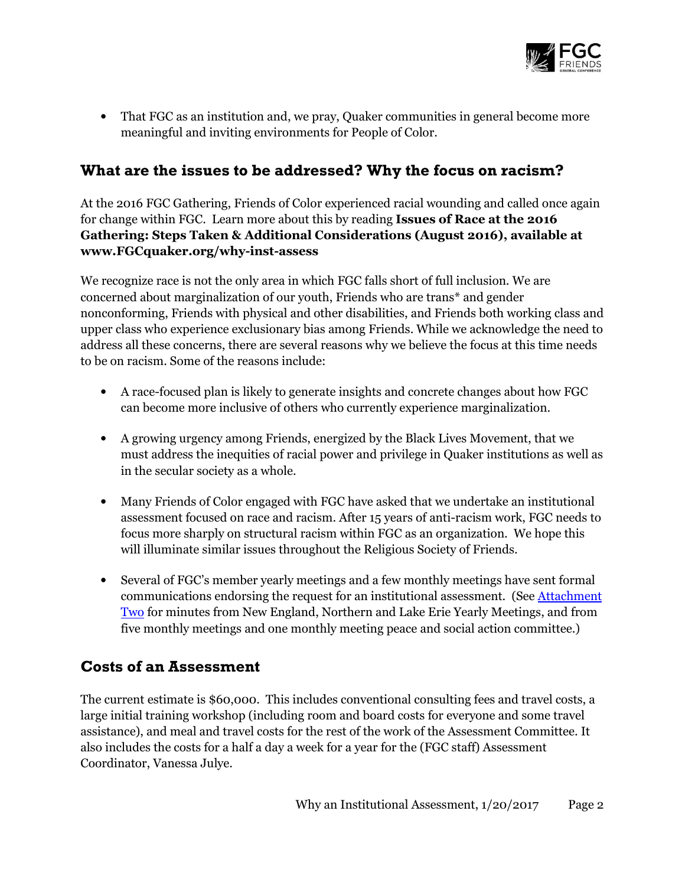- That FGC as an institution and, we pray, Quaker communities in general become more meaningful and inviting environments for People of Color.

## What are the issues to be addressed? Why the focus on racism?

At the 2016 FGC Gathering, Friends of Color experienced racial wounding and called once again for change within FGC. Learn more about this by reading **Issues of Race at the 2016 Gathering: Steps Taken & Additional Considerations (August 2016), available at www.FGCquaker.org/why-inst-assess**

We recognize race is not the only area in which FGC falls short of full inclusion. We are concerned about marginalization of our youth, Friends who are trans* and gender nonconforming, Friends with physical and other disabilities, and Friends both working class and upper class who experience exclusionary bias among Friends. While we acknowledge the need to address all these concerns, there are several reasons why we believe the focus at this time needs to be on racism. Some of the reasons include:

- A race-focused plan is likely to generate insights and concrete changes about how FGC can become more inclusive of others who currently experience marginalization.
- A growing urgency among Friends, energized by the Black Lives Movement, that we must address the inequities of racial power and privilege in Quaker institutions as well as in the secular society as a whole.
- Many Friends of Color engaged with FGC have asked that we undertake an institutional assessment focused on race and racism. After 15 years of anti-racism work, FGC needs to focus more sharply on structural racism within FGC as an organization. We hope this will illuminate similar issues throughout the Religious Society of Friends.
- Several of FGC's member yearly meetings and a few monthly meetings have sent formal communications endorsing the request for an institutional assessment. (See Attachment Two for minutes from New England, Northern and Lake Erie Yearly Meetings, and from five monthly meetings and one monthly meeting peace and social action committee.)

## Costs of an Assessment

The current estimate is $60,000. This includes conventional consulting fees and travel costs, a large initial training workshop (including room and board costs for everyone and some travel assistance), and meal and travel costs for the rest of the work of the Assessment Committee. It also includes the costs for a half a day a week for a year for the (FGC staff) Assessment Coordinator, Vanessa Julye.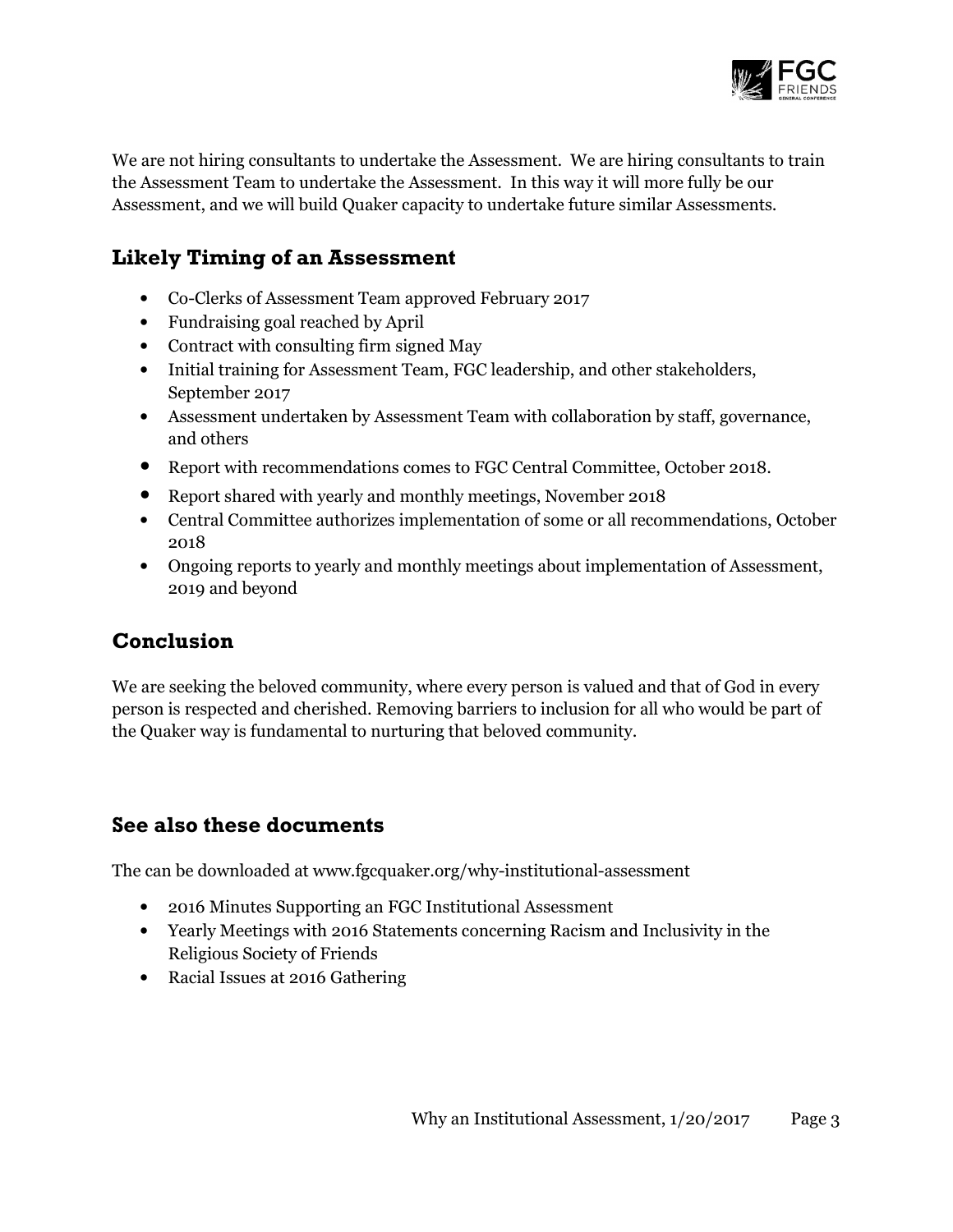We are not hiring consultants to undertake the Assessment. We are hiring consultants to train the Assessment Team to undertake the Assessment. In this way it will more fully be our Assessment, and we will build Quaker capacity to undertake future similar Assessments.

## Likely Timing of an Assessment

- Co-Clerks of Assessment Team approved February 2017
- Fundraising goal reached by April
- Contract with consulting firm signed May
- Initial training for Assessment Team, FGC leadership, and other stakeholders, September 2017
- Assessment undertaken by Assessment Team with collaboration by staff, governance, and others
- Report with recommendations comes to FGC Central Committee, October 2018.
- Report shared with yearly and monthly meetings, November 2018
- Central Committee authorizes implementation of some or all recommendations, October 2018
- Ongoing reports to yearly and monthly meetings about implementation of Assessment, 2019 and beyond

## Conclusion

We are seeking the beloved community, where every person is valued and that of God in every person is respected and cherished. Removing barriers to inclusion for all who would be part of the Quaker way is fundamental to nurturing that beloved community.

## See also these documents

The can be downloaded at www.fgcquaker.org/why-institutional-assessment

- 2016 Minutes Supporting an FGC Institutional Assessment
- Yearly Meetings with 2016 Statements concerning Racism and Inclusivity in the Religious Society of Friends
- Racial Issues at 2016 Gathering